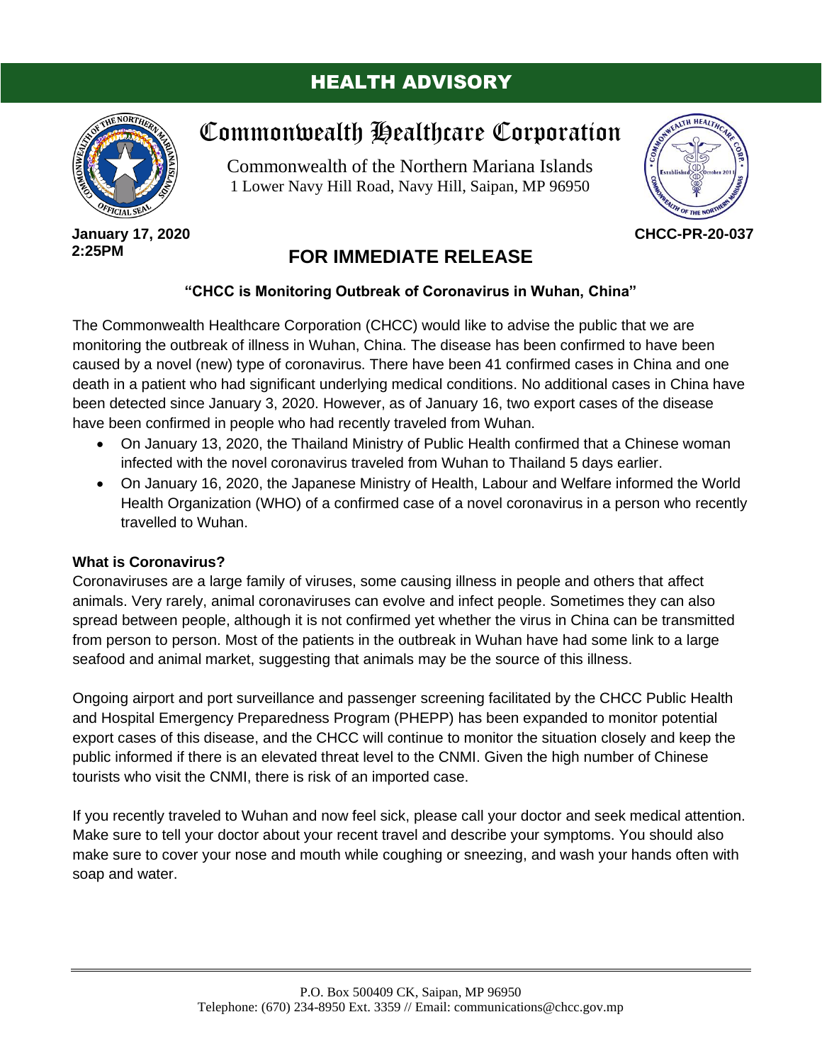# HEALTH ADVISORY

## Commonwealth Healthcare Corporation

Commonwealth of the Northern Mariana Islands
1 Lower Navy Hill Road, Navy Hill, Saipan, MP 96950

**January 17, 2020**
**2:25PM**

**CHCC-PR-20-037**

## FOR IMMEDIATE RELEASE

**"CHCC is Monitoring Outbreak of Coronavirus in Wuhan, China"**

The Commonwealth Healthcare Corporation (CHCC) would like to advise the public that we are monitoring the outbreak of illness in Wuhan, China. The disease has been confirmed to have been caused by a novel (new) type of coronavirus. There have been 41 confirmed cases in China and one death in a patient who had significant underlying medical conditions. No additional cases in China have been detected since January 3, 2020. However, as of January 16, two export cases of the disease have been confirmed in people who had recently traveled from Wuhan.

- On January 13, 2020, the Thailand Ministry of Public Health confirmed that a Chinese woman infected with the novel coronavirus traveled from Wuhan to Thailand 5 days earlier.
- On January 16, 2020, the Japanese Ministry of Health, Labour and Welfare informed the World Health Organization (WHO) of a confirmed case of a novel coronavirus in a person who recently travelled to Wuhan.

**What is Coronavirus?**

Coronaviruses are a large family of viruses, some causing illness in people and others that affect animals. Very rarely, animal coronaviruses can evolve and infect people. Sometimes they can also spread between people, although it is not confirmed yet whether the virus in China can be transmitted from person to person. Most of the patients in the outbreak in Wuhan have had some link to a large seafood and animal market, suggesting that animals may be the source of this illness.

Ongoing airport and port surveillance and passenger screening facilitated by the CHCC Public Health and Hospital Emergency Preparedness Program (PHEPP) has been expanded to monitor potential export cases of this disease, and the CHCC will continue to monitor the situation closely and keep the public informed if there is an elevated threat level to the CNMI. Given the high number of Chinese tourists who visit the CNMI, there is risk of an imported case.

If you recently traveled to Wuhan and now feel sick, please call your doctor and seek medical attention. Make sure to tell your doctor about your recent travel and describe your symptoms. You should also make sure to cover your nose and mouth while coughing or sneezing, and wash your hands often with soap and water.

P.O. Box 500409 CK, Saipan, MP 96950
Telephone: (670) 234-8950 Ext. 3359 // Email: communications@chcc.gov.mp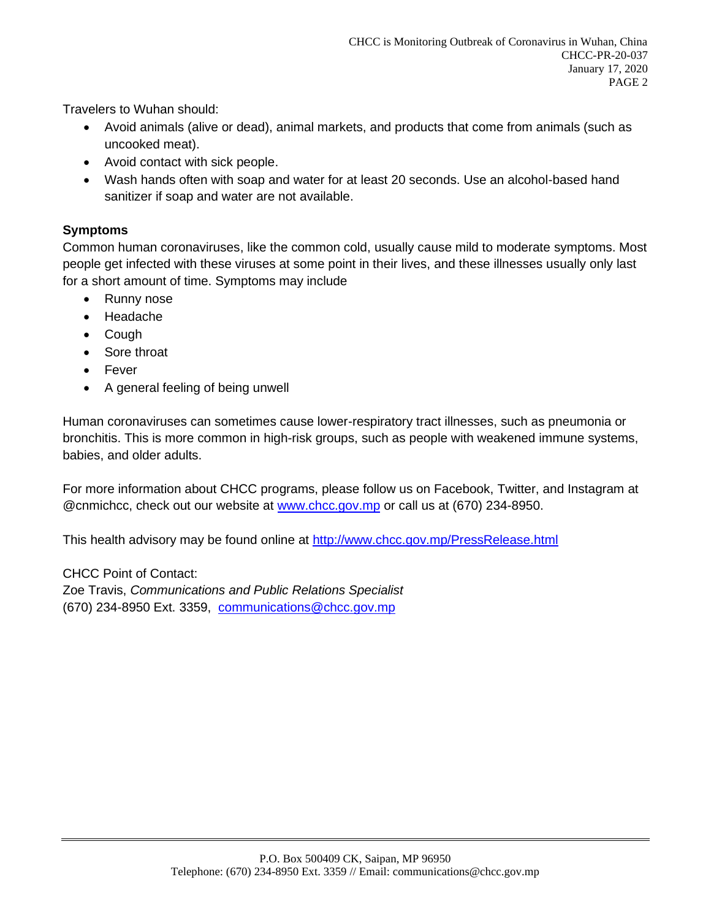Travelers to Wuhan should:

- Avoid animals (alive or dead), animal markets, and products that come from animals (such as uncooked meat).
- Avoid contact with sick people.
- Wash hands often with soap and water for at least 20 seconds. Use an alcohol-based hand sanitizer if soap and water are not available.

**Symptoms**

Common human coronaviruses, like the common cold, usually cause mild to moderate symptoms. Most people get infected with these viruses at some point in their lives, and these illnesses usually only last for a short amount of time. Symptoms may include

- Runny nose
- Headache
- Cough
- Sore throat
- Fever
- A general feeling of being unwell

Human coronaviruses can sometimes cause lower-respiratory tract illnesses, such as pneumonia or bronchitis. This is more common in high-risk groups, such as people with weakened immune systems, babies, and older adults.

For more information about CHCC programs, please follow us on Facebook, Twitter, and Instagram at @cnmichcc, check out our website at www.chcc.gov.mp or call us at (670) 234-8950.

This health advisory may be found online at http://www.chcc.gov.mp/PressRelease.html

CHCC Point of Contact:
Zoe Travis, *Communications and Public Relations Specialist*
(670) 234-8950 Ext. 3359, communications@chcc.gov.mp